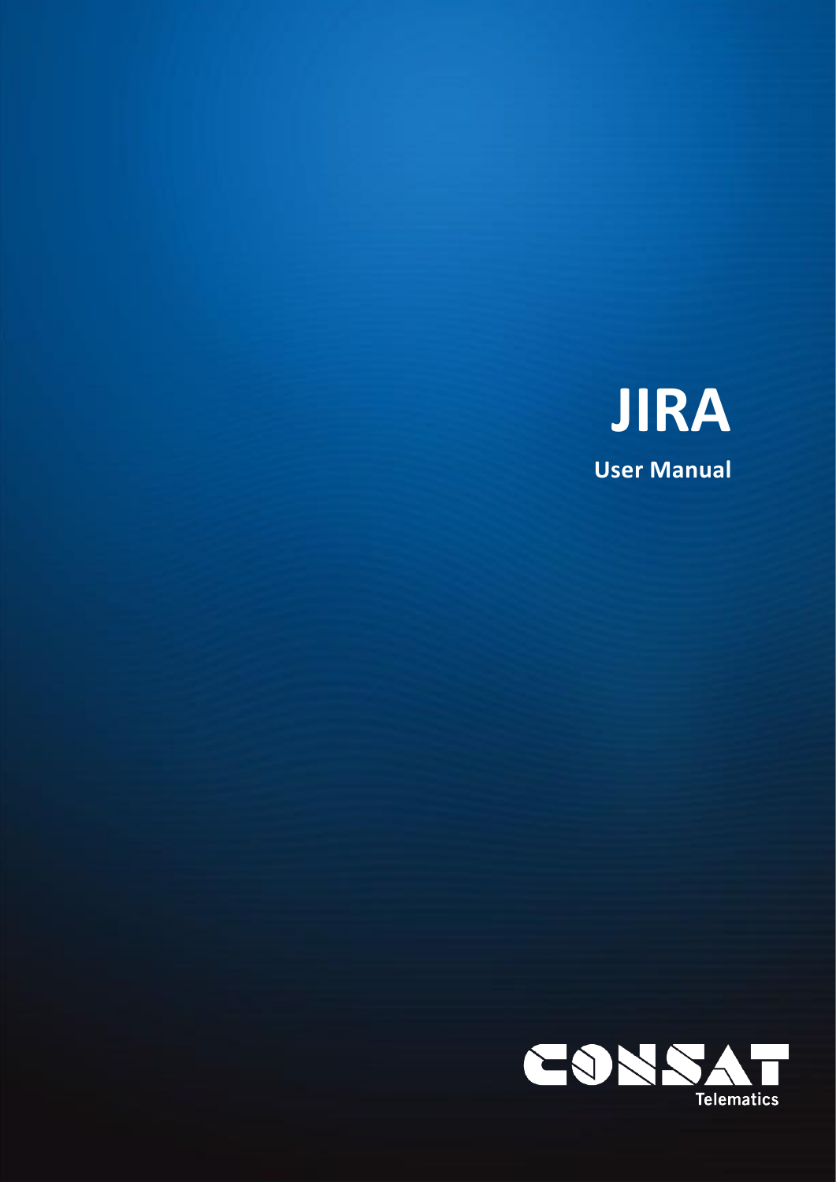# JIRA

## User Manual

CONSAT

Telematics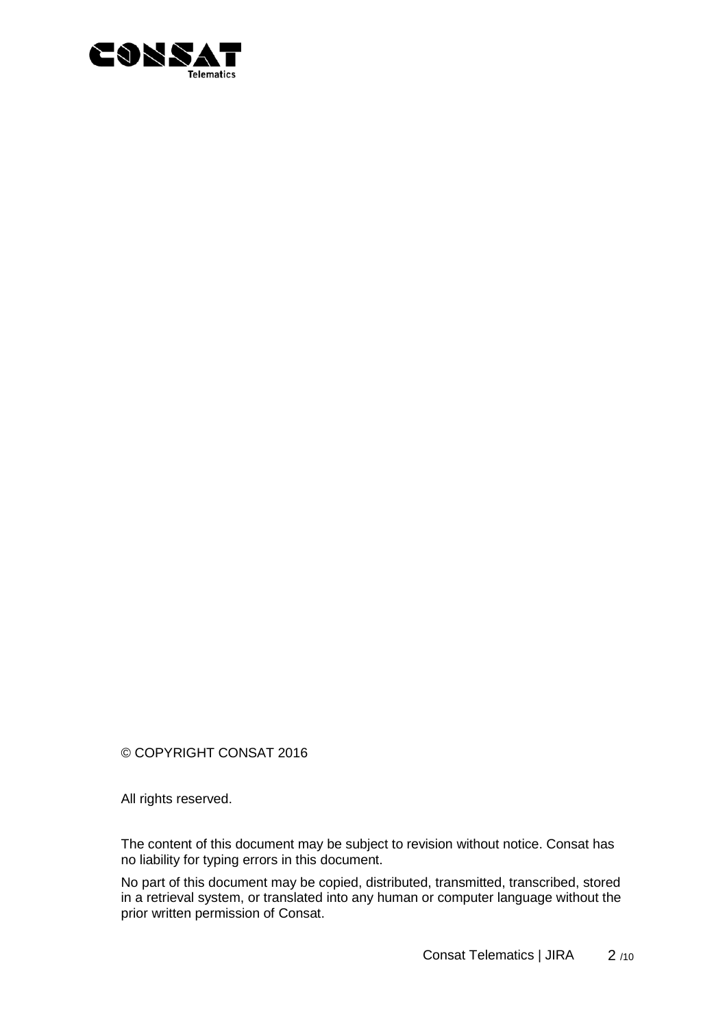© COPYRIGHT CONSAT 2016

All rights reserved.

The content of this document may be subject to revision without notice. Consat has no liability for typing errors in this document.

No part of this document may be copied, distributed, transmitted, transcribed, stored in a retrieval system, or translated into any human or computer language without the prior written permission of Consat.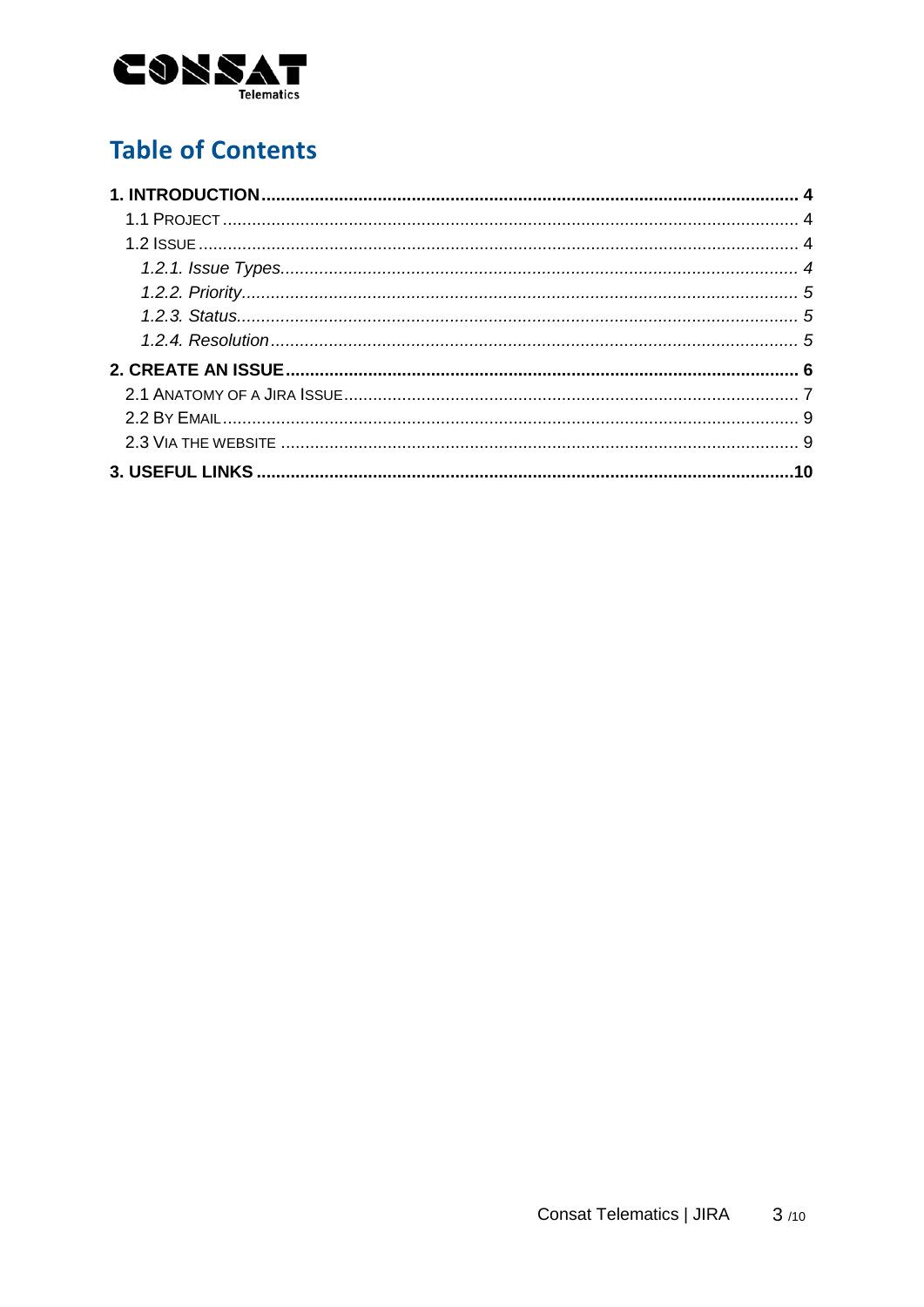# Table of Contents

**1. INTRODUCTION .......... 4**

1.1 PROJECT .......... 4

1.2 ISSUE .......... 4

*1.2.1. Issue Types .......... 4*

*1.2.2. Priority .......... 5*

*1.2.3. Status .......... 5*

*1.2.4. Resolution .......... 5*

**2. CREATE AN ISSUE .......... 6**

2.1 ANATOMY OF A JIRA ISSUE .......... 7

2.2 BY EMAIL .......... 9

2.3 VIA THE WEBSITE .......... 9

**3. USEFUL LINKS .......... 10**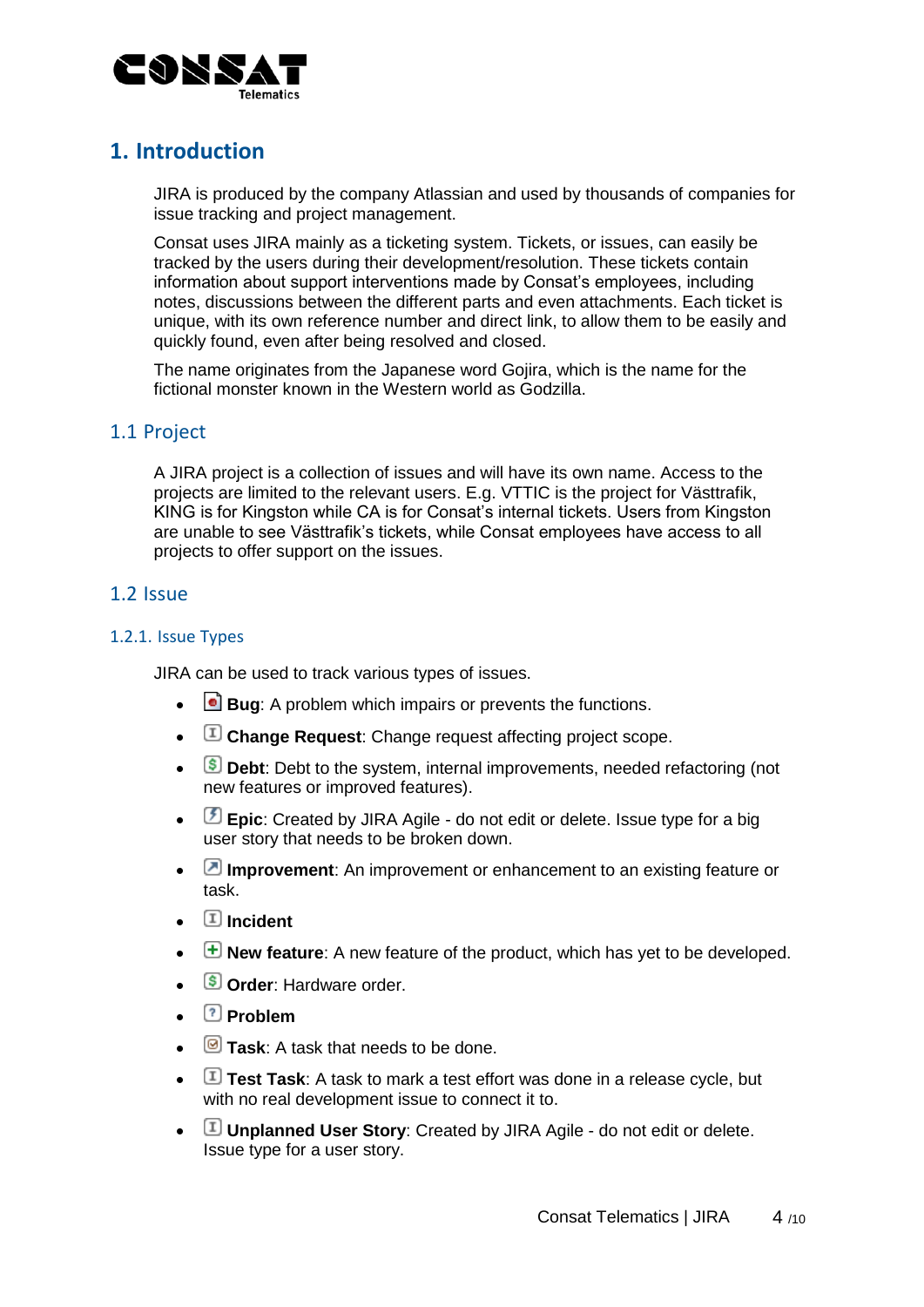# 1. Introduction

JIRA is produced by the company Atlassian and used by thousands of companies for issue tracking and project management.

Consat uses JIRA mainly as a ticketing system. Tickets, or issues, can easily be tracked by the users during their development/resolution. These tickets contain information about support interventions made by Consat's employees, including notes, discussions between the different parts and even attachments. Each ticket is unique, with its own reference number and direct link, to allow them to be easily and quickly found, even after being resolved and closed.

The name originates from the Japanese word Gojira, which is the name for the fictional monster known in the Western world as Godzilla.

## 1.1 Project

A JIRA project is a collection of issues and will have its own name. Access to the projects are limited to the relevant users. E.g. VTTIC is the project for Västtrafik, KING is for Kingston while CA is for Consat's internal tickets. Users from Kingston are unable to see Västtrafik's tickets, while Consat employees have access to all projects to offer support on the issues.

## 1.2 Issue

### 1.2.1. Issue Types

JIRA can be used to track various types of issues.

- **Bug**: A problem which impairs or prevents the functions.
- **Change Request**: Change request affecting project scope.
- **Debt**: Debt to the system, internal improvements, needed refactoring (not new features or improved features).
- **Epic**: Created by JIRA Agile - do not edit or delete. Issue type for a big user story that needs to be broken down.
- **Improvement**: An improvement or enhancement to an existing feature or task.
- **Incident**
- **New feature**: A new feature of the product, which has yet to be developed.
- **Order**: Hardware order.
- **Problem**
- **Task**: A task that needs to be done.
- **Test Task**: A task to mark a test effort was done in a release cycle, but with no real development issue to connect it to.
- **Unplanned User Story**: Created by JIRA Agile - do not edit or delete. Issue type for a user story.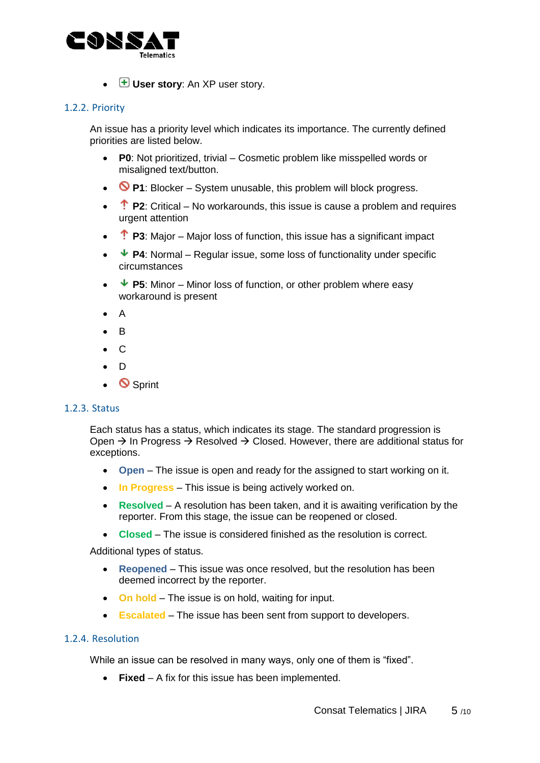- **User story**: An XP user story.

### 1.2.2. Priority

An issue has a priority level which indicates its importance. The currently defined priorities are listed below.

- **P0**: Not prioritized, trivial – Cosmetic problem like misspelled words or misaligned text/button.
- **P1**: Blocker – System unusable, this problem will block progress.
- **P2**: Critical – No workarounds, this issue is cause a problem and requires urgent attention
- **P3**: Major – Major loss of function, this issue has a significant impact
- **P4**: Normal – Regular issue, some loss of functionality under specific circumstances
- **P5**: Minor – Minor loss of function, or other problem where easy workaround is present
- A
- B
- C
- D
- Sprint

### 1.2.3. Status

Each status has a status, which indicates its stage. The standard progression is Open → In Progress → Resolved → Closed. However, there are additional status for exceptions.

- **Open** – The issue is open and ready for the assigned to start working on it.
- **In Progress** – This issue is being actively worked on.
- **Resolved** – A resolution has been taken, and it is awaiting verification by the reporter. From this stage, the issue can be reopened or closed.
- **Closed** – The issue is considered finished as the resolution is correct.

Additional types of status.

- **Reopened** – This issue was once resolved, but the resolution has been deemed incorrect by the reporter.
- **On hold** – The issue is on hold, waiting for input.
- **Escalated** – The issue has been sent from support to developers.

### 1.2.4. Resolution

While an issue can be resolved in many ways, only one of them is “fixed”.

- **Fixed** – A fix for this issue has been implemented.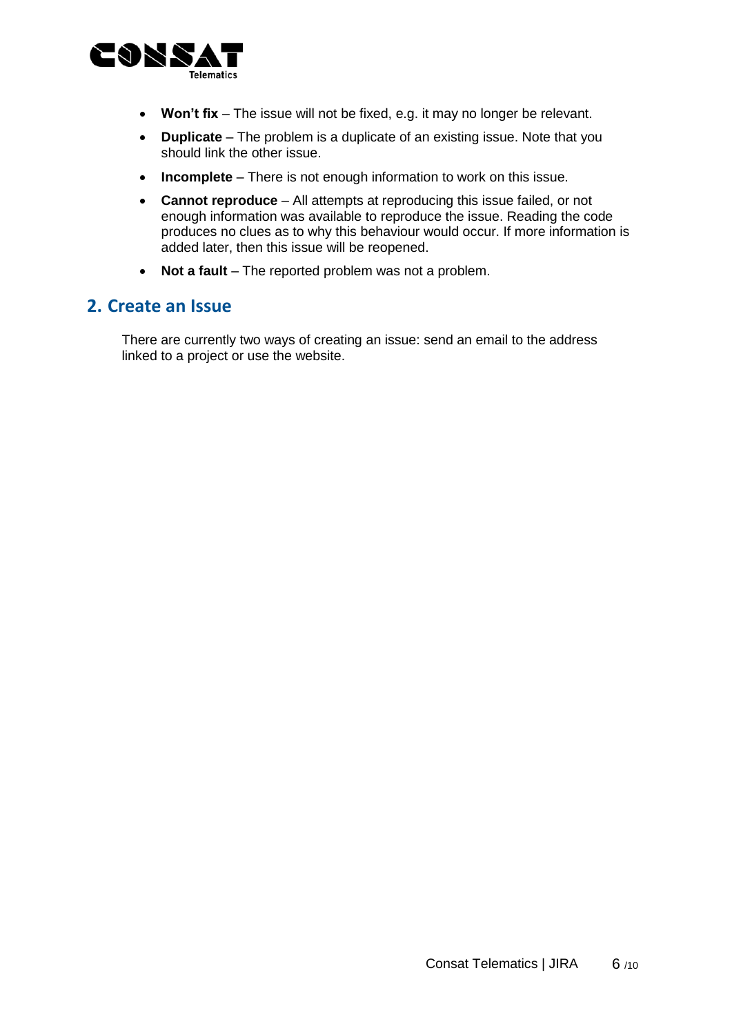- **Won't fix** – The issue will not be fixed, e.g. it may no longer be relevant.
- **Duplicate** – The problem is a duplicate of an existing issue. Note that you should link the other issue.
- **Incomplete** – There is not enough information to work on this issue.
- **Cannot reproduce** – All attempts at reproducing this issue failed, or not enough information was available to reproduce the issue. Reading the code produces no clues as to why this behaviour would occur. If more information is added later, then this issue will be reopened.
- **Not a fault** – The reported problem was not a problem.

## 2. Create an Issue

There are currently two ways of creating an issue: send an email to the address linked to a project or use the website.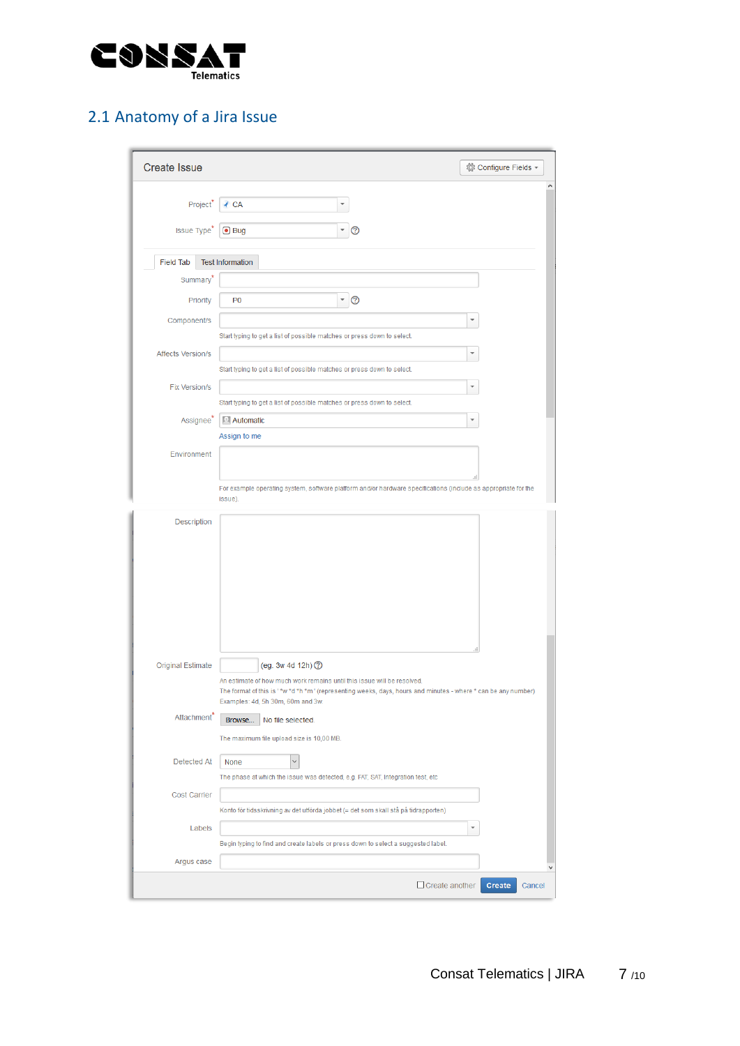## 2.1 Anatomy of a Jira Issue

Create Issue

Configure Fields

Project* CA

Issue Type* Bug

Field Tab | Test Information

Summary*

Priority P0

Component/s

Start typing to get a list of possible matches or press down to select.

Affects Version/s

Start typing to get a list of possible matches or press down to select.

Fix Version/s

Start typing to get a list of possible matches or press down to select.

Assignee* Automatic

Assign to me

Environment

For example operating system, software platform and/or hardware specifications (include as appropriate for the issue).

Description

Original Estimate (eg. 3w 4d 12h)

An estimate of how much work remains until this issue will be resolved.
The format of this is ' *w *d *h *m ' (representing weeks, days, hours and minutes - where * can be any number)
Examples: 4d, 5h 30m, 60m and 3w.

Attachment* Browse... No file selected.

The maximum file upload size is 10,00 MB.

Detected At None

The phase at which the issue was detected, e.g. FAT, SAT, Integration test, etc

Cost Carrier

Konto för tidsskrivning av det utförda jobbet (= det som skall stå på tidrapporten)

Labels

Begin typing to find and create labels or press down to select a suggested label.

Argus case

Create another | Create | Cancel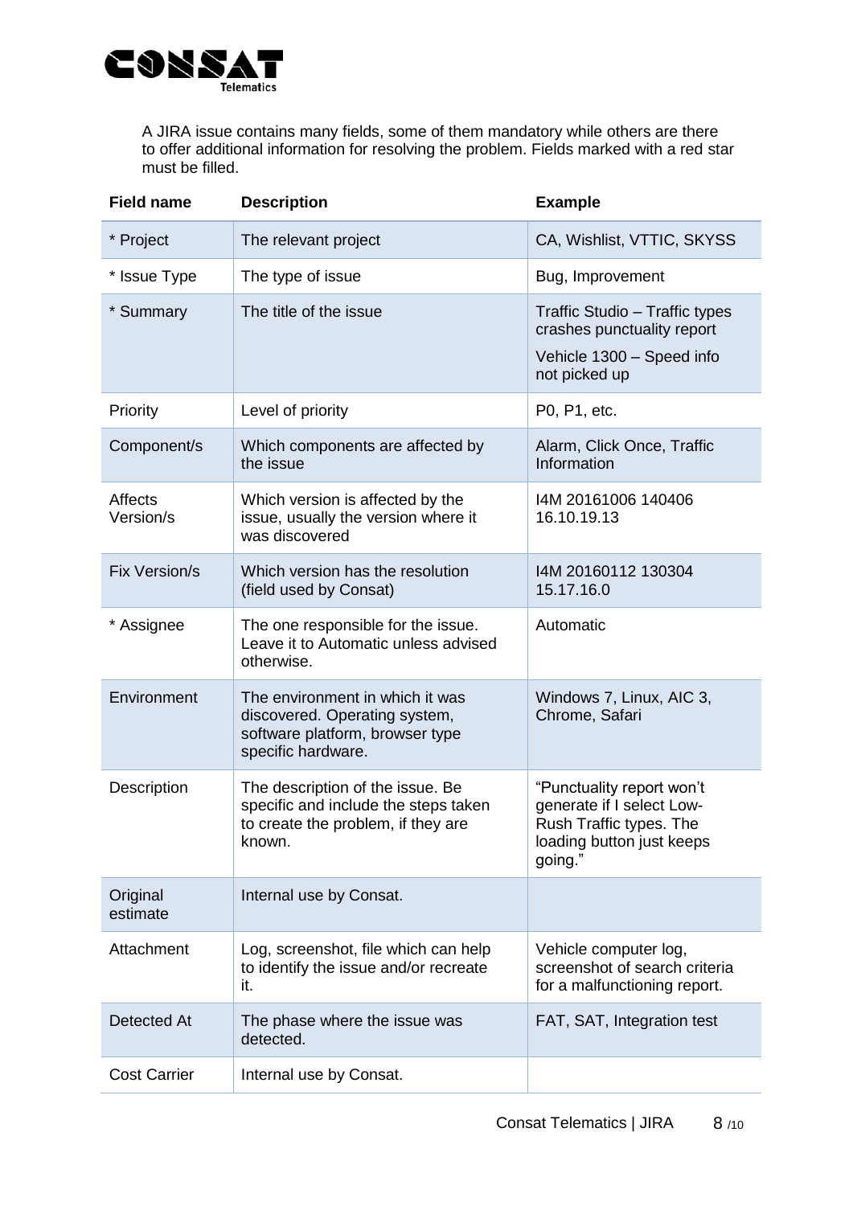A JIRA issue contains many fields, some of them mandatory while others are there to offer additional information for resolving the problem. Fields marked with a red star must be filled.

| Field name | Description | Example |
|---|---|---|
| * Project | The relevant project | CA, Wishlist, VTTIC, SKYSS |
| * Issue Type | The type of issue | Bug, Improvement |
| * Summary | The title of the issue | Traffic Studio – Traffic types crashes punctuality report<br>Vehicle 1300 – Speed info not picked up |
| Priority | Level of priority | P0, P1, etc. |
| Component/s | Which components are affected by the issue | Alarm, Click Once, Traffic Information |
| Affects Version/s | Which version is affected by the issue, usually the version where it was discovered | I4M 20161006 140406<br>16.10.19.13 |
| Fix Version/s | Which version has the resolution (field used by Consat) | I4M 20160112 130304<br>15.17.16.0 |
| * Assignee | The one responsible for the issue. Leave it to Automatic unless advised otherwise. | Automatic |
| Environment | The environment in which it was discovered. Operating system, software platform, browser type specific hardware. | Windows 7, Linux, AIC 3, Chrome, Safari |
| Description | The description of the issue. Be specific and include the steps taken to create the problem, if they are known. | "Punctuality report won't generate if I select Low-Rush Traffic types. The loading button just keeps going." |
| Original estimate | Internal use by Consat. | |
| Attachment | Log, screenshot, file which can help to identify the issue and/or recreate it. | Vehicle computer log, screenshot of search criteria for a malfunctioning report. |
| Detected At | The phase where the issue was detected. | FAT, SAT, Integration test |
| Cost Carrier | Internal use by Consat. | |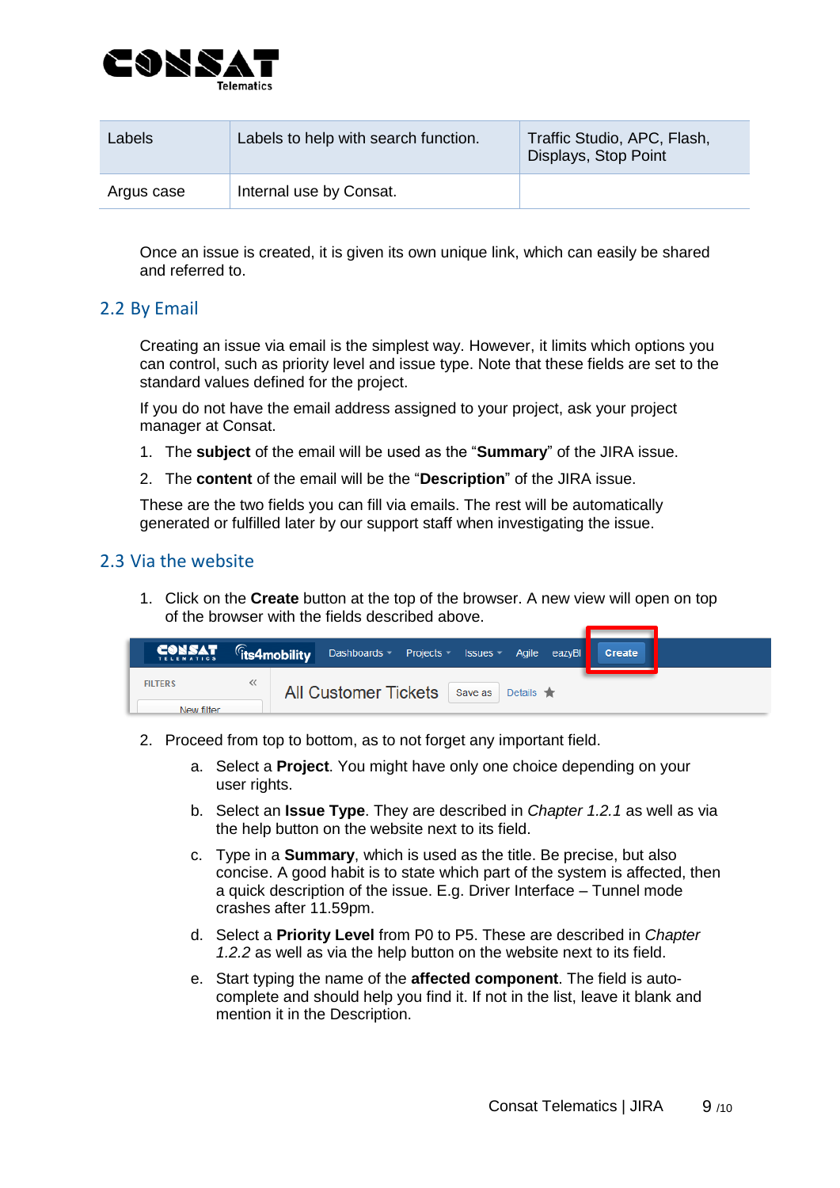| Labels | Labels to help with search function. | Traffic Studio, APC, Flash, Displays, Stop Point |
|---|---|---|
| Argus case | Internal use by Consat. | |

Once an issue is created, it is given its own unique link, which can easily be shared and referred to.

## 2.2 By Email

Creating an issue via email is the simplest way. However, it limits which options you can control, such as priority level and issue type. Note that these fields are set to the standard values defined for the project.

If you do not have the email address assigned to your project, ask your project manager at Consat.

1. The **subject** of the email will be used as the "**Summary**" of the JIRA issue.
2. The **content** of the email will be the "**Description**" of the JIRA issue.

These are the two fields you can fill via emails. The rest will be automatically generated or fulfilled later by our support staff when investigating the issue.

## 2.3 Via the website

1. Click on the **Create** button at the top of the browser. A new view will open on top of the browser with the fields described above.

2. Proceed from top to bottom, as to not forget any important field.
   a. Select a **Project**. You might have only one choice depending on your user rights.
   b. Select an **Issue Type**. They are described in *Chapter 1.2.1* as well as via the help button on the website next to its field.
   c. Type in a **Summary**, which is used as the title. Be precise, but also concise. A good habit is to state which part of the system is affected, then a quick description of the issue. E.g. Driver Interface – Tunnel mode crashes after 11.59pm.
   d. Select a **Priority Level** from P0 to P5. These are described in *Chapter 1.2.2* as well as via the help button on the website next to its field.
   e. Start typing the name of the **affected component**. The field is auto-complete and should help you find it. If not in the list, leave it blank and mention it in the Description.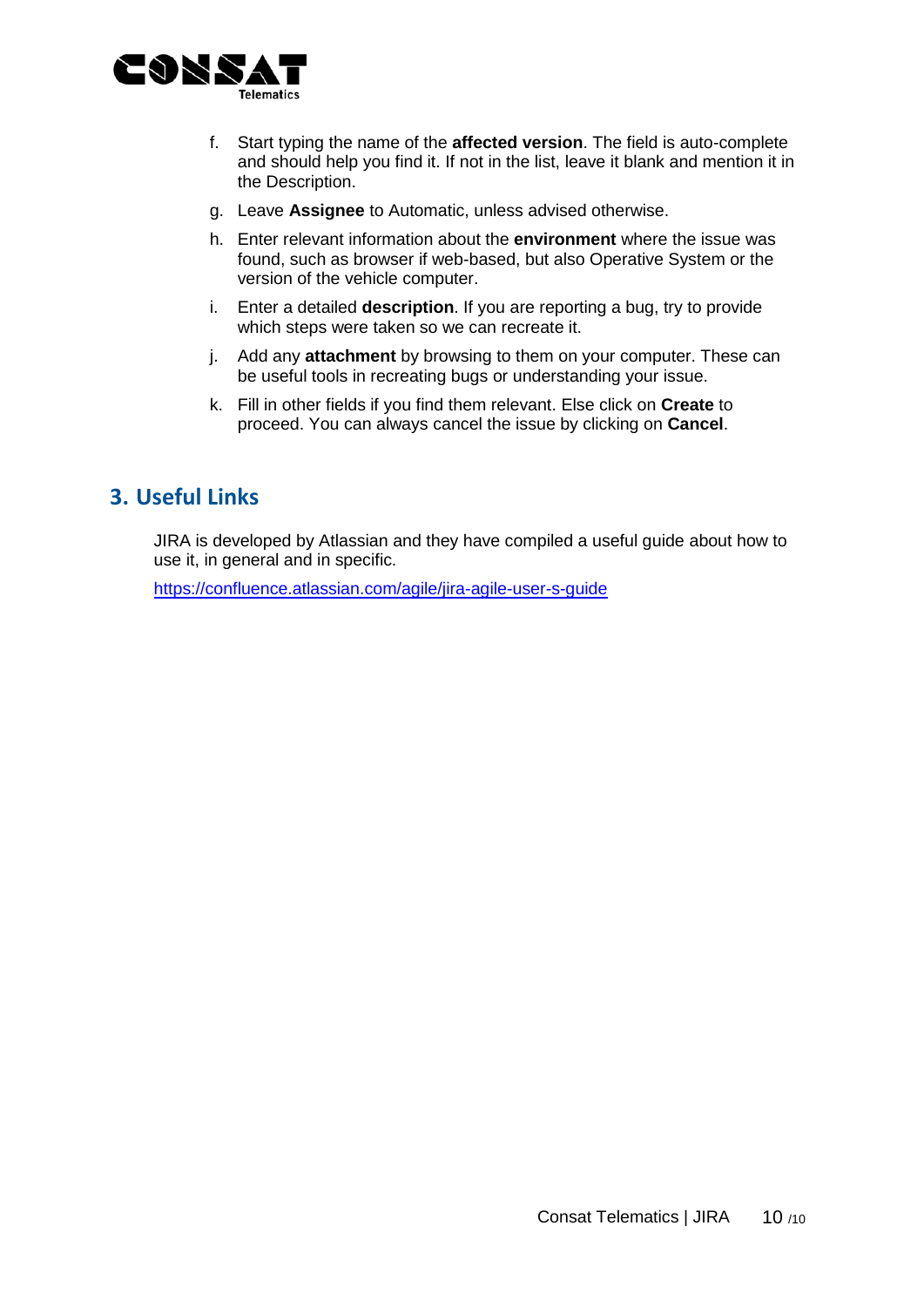f. Start typing the name of the **affected version**. The field is auto-complete and should help you find it. If not in the list, leave it blank and mention it in the Description.

g. Leave **Assignee** to Automatic, unless advised otherwise.

h. Enter relevant information about the **environment** where the issue was found, such as browser if web-based, but also Operative System or the version of the vehicle computer.

i. Enter a detailed **description**. If you are reporting a bug, try to provide which steps were taken so we can recreate it.

j. Add any **attachment** by browsing to them on your computer. These can be useful tools in recreating bugs or understanding your issue.

k. Fill in other fields if you find them relevant. Else click on **Create** to proceed. You can always cancel the issue by clicking on **Cancel**.

## 3. Useful Links

JIRA is developed by Atlassian and they have compiled a useful guide about how to use it, in general and in specific.

https://confluence.atlassian.com/agile/jira-agile-user-s-guide